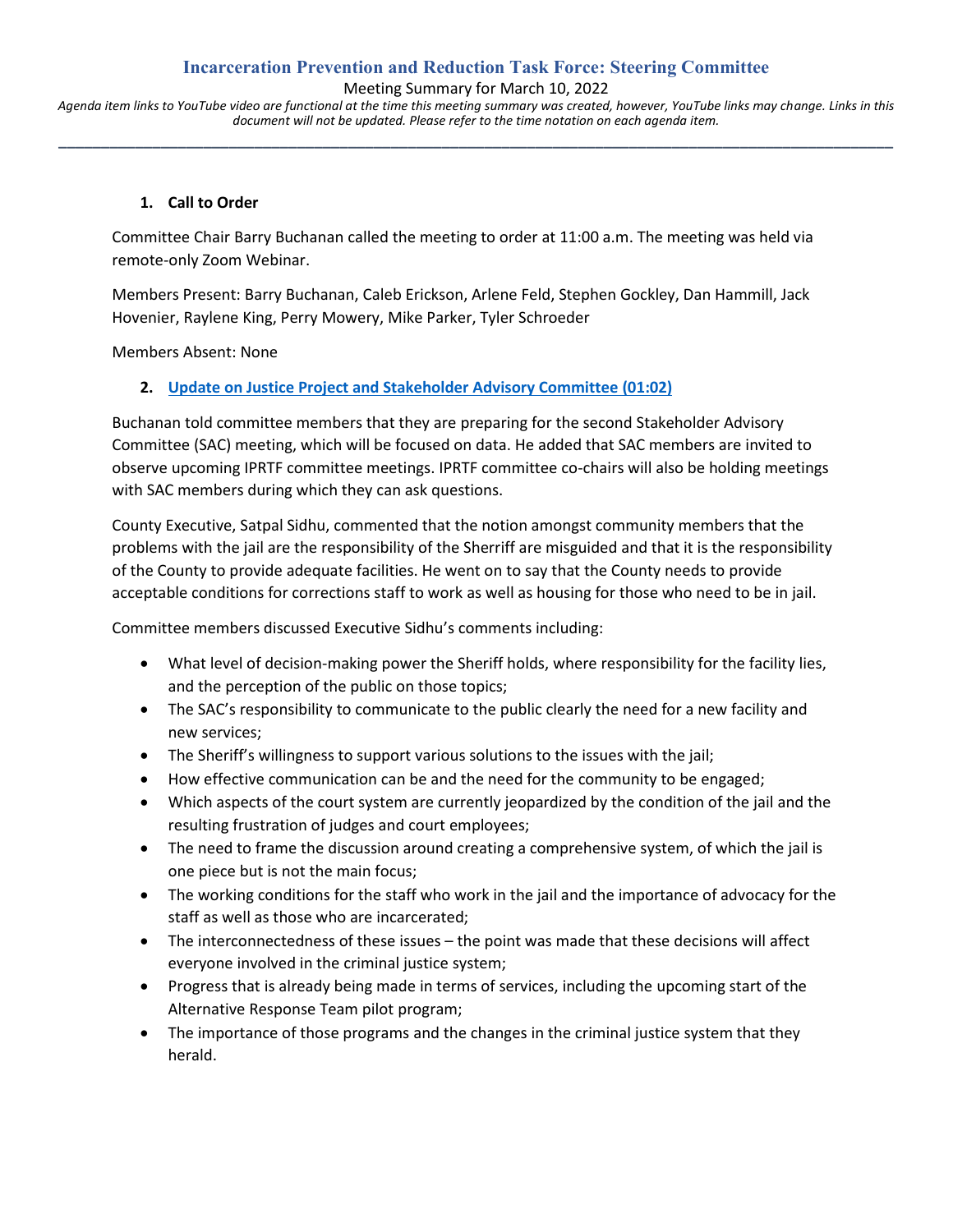# Incarceration Prevention and Reduction Task Force: Steering Committee

Meeting Summary for March 10, 2022

*Agenda item links to YouTube video are functional at the time this meeting summary was created, however, YouTube links may change. Links in this document will not be updated. Please refer to the time notation on each agenda item.*

---

**1. Call to Order**

Committee Chair Barry Buchanan called the meeting to order at 11:00 a.m. The meeting was held via remote-only Zoom Webinar.

Members Present: Barry Buchanan, Caleb Erickson, Arlene Feld, Stephen Gockley, Dan Hammill, Jack Hovenier, Raylene King, Perry Mowery, Mike Parker, Tyler Schroeder

Members Absent: None

**2. Update on Justice Project and Stakeholder Advisory Committee (01:02)**

Buchanan told committee members that they are preparing for the second Stakeholder Advisory Committee (SAC) meeting, which will be focused on data. He added that SAC members are invited to observe upcoming IPRTF committee meetings. IPRTF committee co-chairs will also be holding meetings with SAC members during which they can ask questions.

County Executive, Satpal Sidhu, commented that the notion amongst community members that the problems with the jail are the responsibility of the Sherriff are misguided and that it is the responsibility of the County to provide adequate facilities. He went on to say that the County needs to provide acceptable conditions for corrections staff to work as well as housing for those who need to be in jail.

Committee members discussed Executive Sidhu's comments including:

- What level of decision-making power the Sheriff holds, where responsibility for the facility lies, and the perception of the public on those topics;
- The SAC's responsibility to communicate to the public clearly the need for a new facility and new services;
- The Sheriff's willingness to support various solutions to the issues with the jail;
- How effective communication can be and the need for the community to be engaged;
- Which aspects of the court system are currently jeopardized by the condition of the jail and the resulting frustration of judges and court employees;
- The need to frame the discussion around creating a comprehensive system, of which the jail is one piece but is not the main focus;
- The working conditions for the staff who work in the jail and the importance of advocacy for the staff as well as those who are incarcerated;
- The interconnectedness of these issues – the point was made that these decisions will affect everyone involved in the criminal justice system;
- Progress that is already being made in terms of services, including the upcoming start of the Alternative Response Team pilot program;
- The importance of those programs and the changes in the criminal justice system that they herald.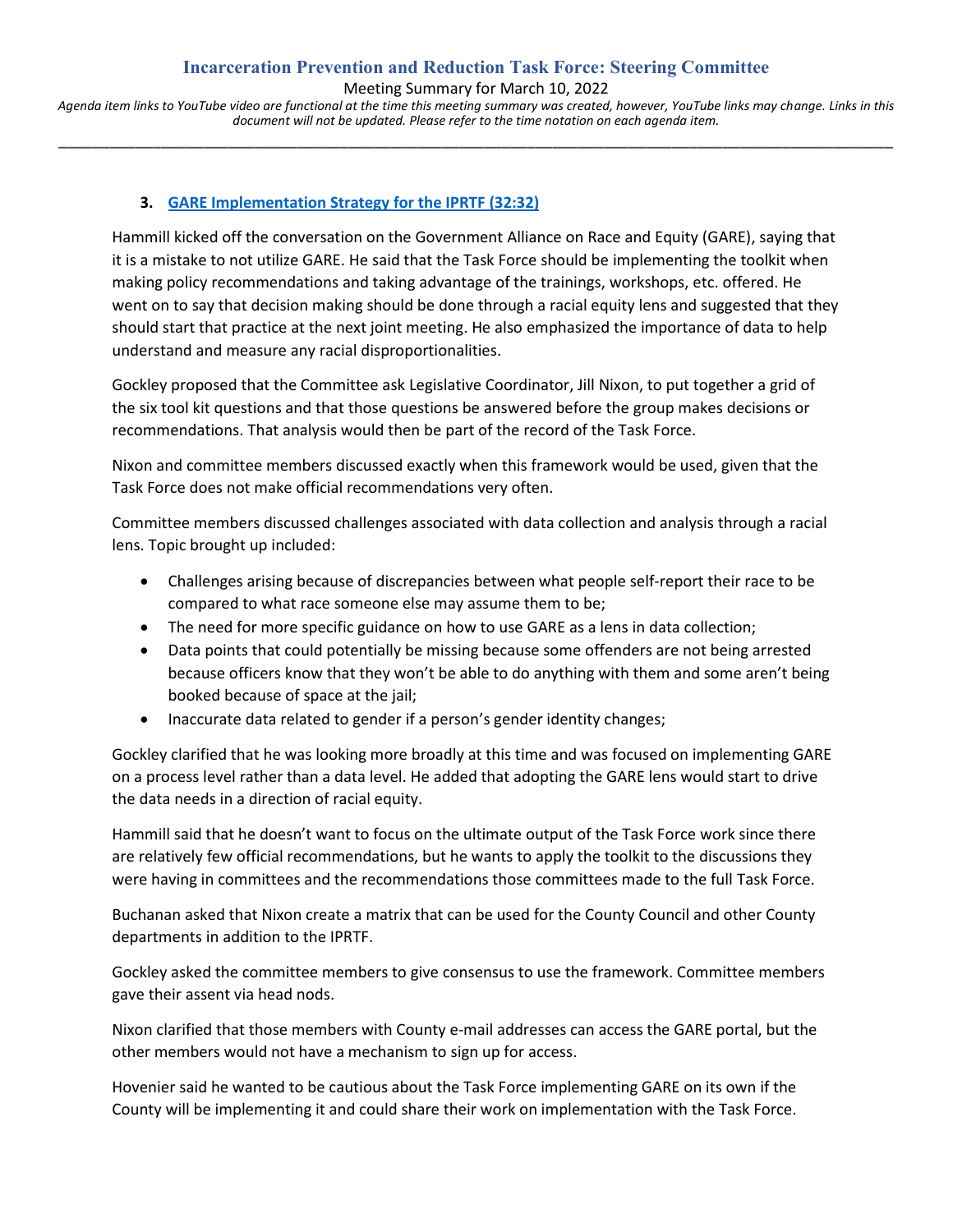3. **GARE Implementation Strategy for the IPRTF (32:32)**

Hammill kicked off the conversation on the Government Alliance on Race and Equity (GARE), saying that it is a mistake to not utilize GARE. He said that the Task Force should be implementing the toolkit when making policy recommendations and taking advantage of the trainings, workshops, etc. offered. He went on to say that decision making should be done through a racial equity lens and suggested that they should start that practice at the next joint meeting. He also emphasized the importance of data to help understand and measure any racial disproportionalities.

Gockley proposed that the Committee ask Legislative Coordinator, Jill Nixon, to put together a grid of the six tool kit questions and that those questions be answered before the group makes decisions or recommendations. That analysis would then be part of the record of the Task Force.

Nixon and committee members discussed exactly when this framework would be used, given that the Task Force does not make official recommendations very often.

Committee members discussed challenges associated with data collection and analysis through a racial lens. Topic brought up included:

- Challenges arising because of discrepancies between what people self-report their race to be compared to what race someone else may assume them to be;
- The need for more specific guidance on how to use GARE as a lens in data collection;
- Data points that could potentially be missing because some offenders are not being arrested because officers know that they won't be able to do anything with them and some aren't being booked because of space at the jail;
- Inaccurate data related to gender if a person's gender identity changes;

Gockley clarified that he was looking more broadly at this time and was focused on implementing GARE on a process level rather than a data level. He added that adopting the GARE lens would start to drive the data needs in a direction of racial equity.

Hammill said that he doesn't want to focus on the ultimate output of the Task Force work since there are relatively few official recommendations, but he wants to apply the toolkit to the discussions they were having in committees and the recommendations those committees made to the full Task Force.

Buchanan asked that Nixon create a matrix that can be used for the County Council and other County departments in addition to the IPRTF.

Gockley asked the committee members to give consensus to use the framework. Committee members gave their assent via head nods.

Nixon clarified that those members with County e-mail addresses can access the GARE portal, but the other members would not have a mechanism to sign up for access.

Hovenier said he wanted to be cautious about the Task Force implementing GARE on its own if the County will be implementing it and could share their work on implementation with the Task Force.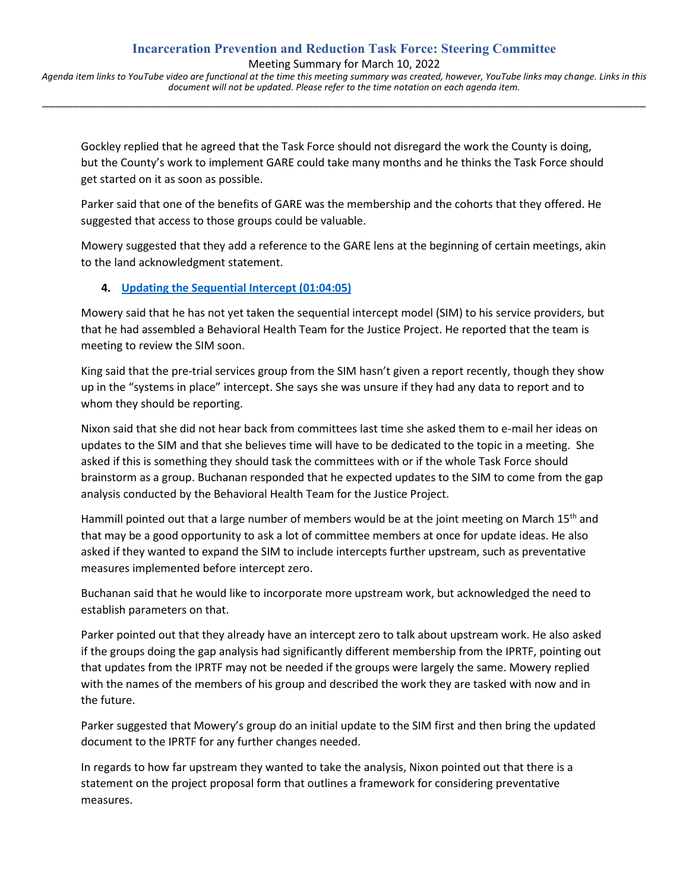Gockley replied that he agreed that the Task Force should not disregard the work the County is doing, but the County's work to implement GARE could take many months and he thinks the Task Force should get started on it as soon as possible.

Parker said that one of the benefits of GARE was the membership and the cohorts that they offered. He suggested that access to those groups could be valuable.

Mowery suggested that they add a reference to the GARE lens at the beginning of certain meetings, akin to the land acknowledgment statement.

4. **Updating the Sequential Intercept (01:04:05)**

Mowery said that he has not yet taken the sequential intercept model (SIM) to his service providers, but that he had assembled a Behavioral Health Team for the Justice Project. He reported that the team is meeting to review the SIM soon.

King said that the pre-trial services group from the SIM hasn't given a report recently, though they show up in the "systems in place" intercept. She says she was unsure if they had any data to report and to whom they should be reporting.

Nixon said that she did not hear back from committees last time she asked them to e-mail her ideas on updates to the SIM and that she believes time will have to be dedicated to the topic in a meeting. She asked if this is something they should task the committees with or if the whole Task Force should brainstorm as a group. Buchanan responded that he expected updates to the SIM to come from the gap analysis conducted by the Behavioral Health Team for the Justice Project.

Hammill pointed out that a large number of members would be at the joint meeting on March 15th and that may be a good opportunity to ask a lot of committee members at once for update ideas. He also asked if they wanted to expand the SIM to include intercepts further upstream, such as preventative measures implemented before intercept zero.

Buchanan said that he would like to incorporate more upstream work, but acknowledged the need to establish parameters on that.

Parker pointed out that they already have an intercept zero to talk about upstream work. He also asked if the groups doing the gap analysis had significantly different membership from the IPRTF, pointing out that updates from the IPRTF may not be needed if the groups were largely the same. Mowery replied with the names of the members of his group and described the work they are tasked with now and in the future.

Parker suggested that Mowery's group do an initial update to the SIM first and then bring the updated document to the IPRTF for any further changes needed.

In regards to how far upstream they wanted to take the analysis, Nixon pointed out that there is a statement on the project proposal form that outlines a framework for considering preventative measures.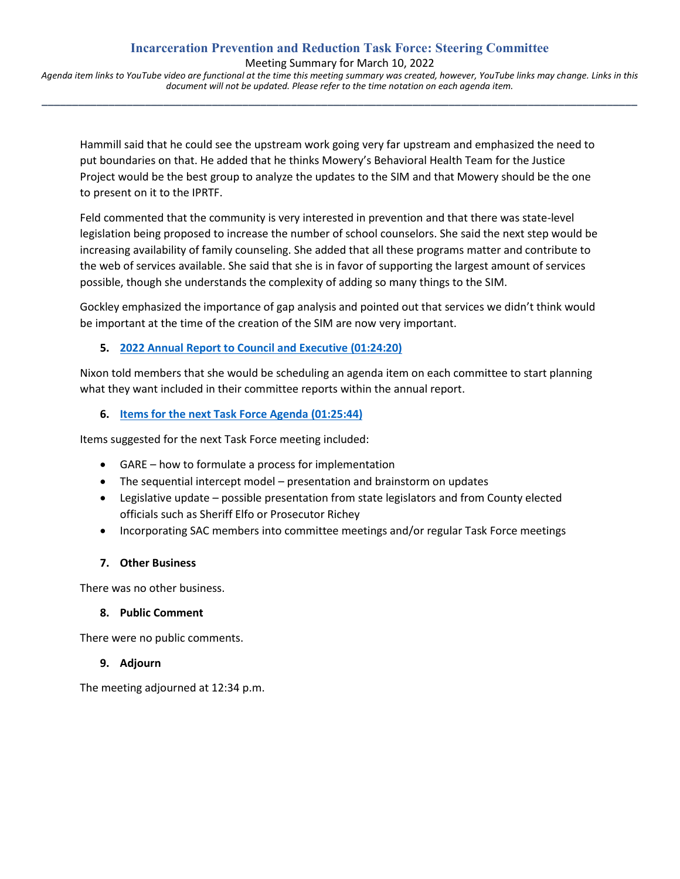Hammill said that he could see the upstream work going very far upstream and emphasized the need to put boundaries on that. He added that he thinks Mowery's Behavioral Health Team for the Justice Project would be the best group to analyze the updates to the SIM and that Mowery should be the one to present on it to the IPRTF.

Feld commented that the community is very interested in prevention and that there was state-level legislation being proposed to increase the number of school counselors. She said the next step would be increasing availability of family counseling. She added that all these programs matter and contribute to the web of services available. She said that she is in favor of supporting the largest amount of services possible, though she understands the complexity of adding so many things to the SIM.

Gockley emphasized the importance of gap analysis and pointed out that services we didn't think would be important at the time of the creation of the SIM are now very important.

5. **2022 Annual Report to Council and Executive (01:24:20)**

Nixon told members that she would be scheduling an agenda item on each committee to start planning what they want included in their committee reports within the annual report.

6. **Items for the next Task Force Agenda (01:25:44)**

Items suggested for the next Task Force meeting included:

- GARE – how to formulate a process for implementation
- The sequential intercept model – presentation and brainstorm on updates
- Legislative update – possible presentation from state legislators and from County elected officials such as Sheriff Elfo or Prosecutor Richey
- Incorporating SAC members into committee meetings and/or regular Task Force meetings

7. **Other Business**

There was no other business.

8. **Public Comment**

There were no public comments.

9. **Adjourn**

The meeting adjourned at 12:34 p.m.